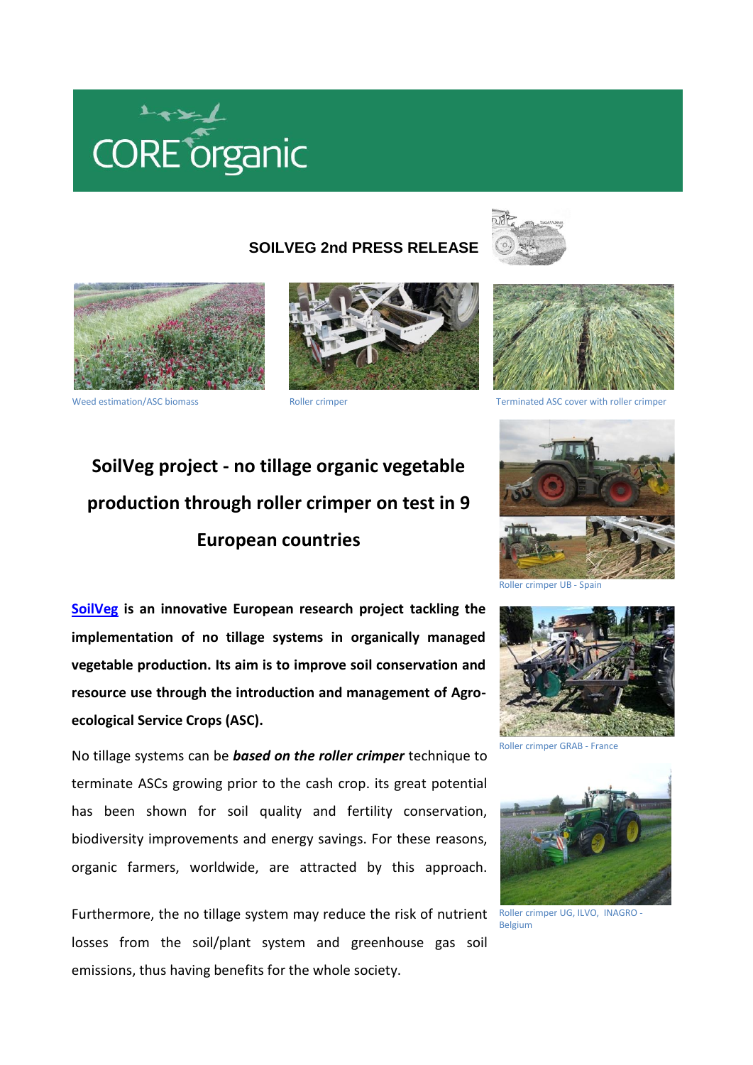CORE organic

**SOILVEG 2nd PRESS RELEASE**

Weed estimation/ASC biomass

Roller crimper

Terminated ASC cover with roller crimper

# SoilVeg project - no tillage organic vegetable production through roller crimper on test in 9 European countries

Roller crimper UB - Spain

**SoilVeg is an innovative European research project tackling the implementation of no tillage systems in organically managed vegetable production. Its aim is to improve soil conservation and resource use through the introduction and management of Agro-ecological Service Crops (ASC).**

Roller crimper GRAB - France

No tillage systems can be ***based on the roller crimper*** technique to terminate ASCs growing prior to the cash crop. its great potential has been shown for soil quality and fertility conservation, biodiversity improvements and energy savings. For these reasons, organic farmers, worldwide, are attracted by this approach.

Roller crimper UG, ILVO, INAGRO - Belgium

Furthermore, the no tillage system may reduce the risk of nutrient losses from the soil/plant system and greenhouse gas soil emissions, thus having benefits for the whole society.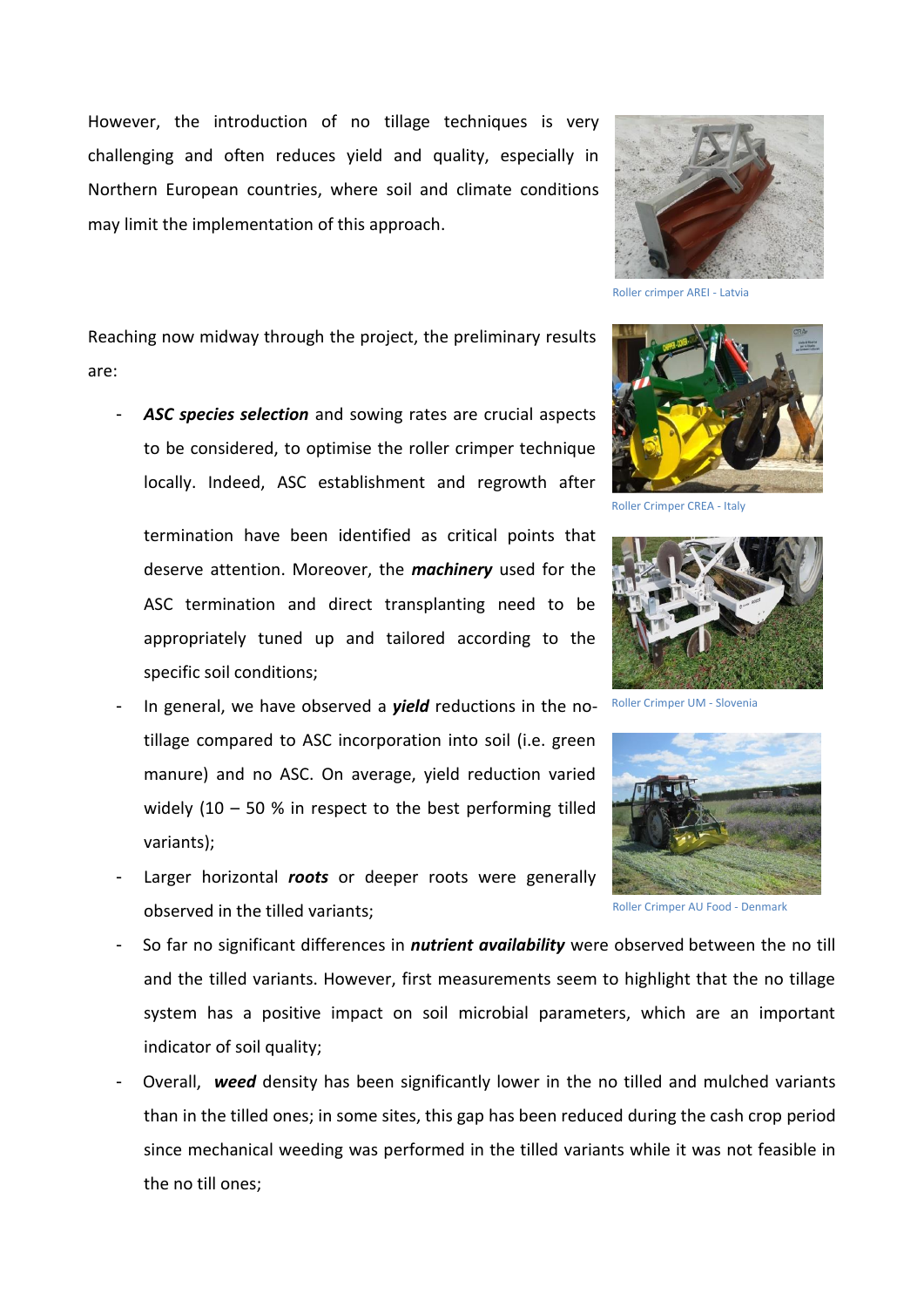However, the introduction of no tillage techniques is very challenging and often reduces yield and quality, especially in Northern European countries, where soil and climate conditions may limit the implementation of this approach.

Roller crimper AREI - Latvia

Reaching now midway through the project, the preliminary results are:

- ***ASC species selection*** and sowing rates are crucial aspects to be considered, to optimise the roller crimper technique locally. Indeed, ASC establishment and regrowth after termination have been identified as critical points that deserve attention. Moreover, the ***machinery*** used for the ASC termination and direct transplanting need to be appropriately tuned up and tailored according to the specific soil conditions;
- In general, we have observed a ***yield*** reductions in the no-tillage compared to ASC incorporation into soil (i.e. green manure) and no ASC. On average, yield reduction varied widely (10 – 50 % in respect to the best performing tilled variants);
- Larger horizontal ***roots*** or deeper roots were generally observed in the tilled variants;
- So far no significant differences in ***nutrient availability*** were observed between the no till and the tilled variants. However, first measurements seem to highlight that the no tillage system has a positive impact on soil microbial parameters, which are an important indicator of soil quality;
- Overall, ***weed*** density has been significantly lower in the no tilled and mulched variants than in the tilled ones; in some sites, this gap has been reduced during the cash crop period since mechanical weeding was performed in the tilled variants while it was not feasible in the no till ones;

Roller Crimper CREA - Italy

Roller Crimper UM - Slovenia

Roller Crimper AU Food - Denmark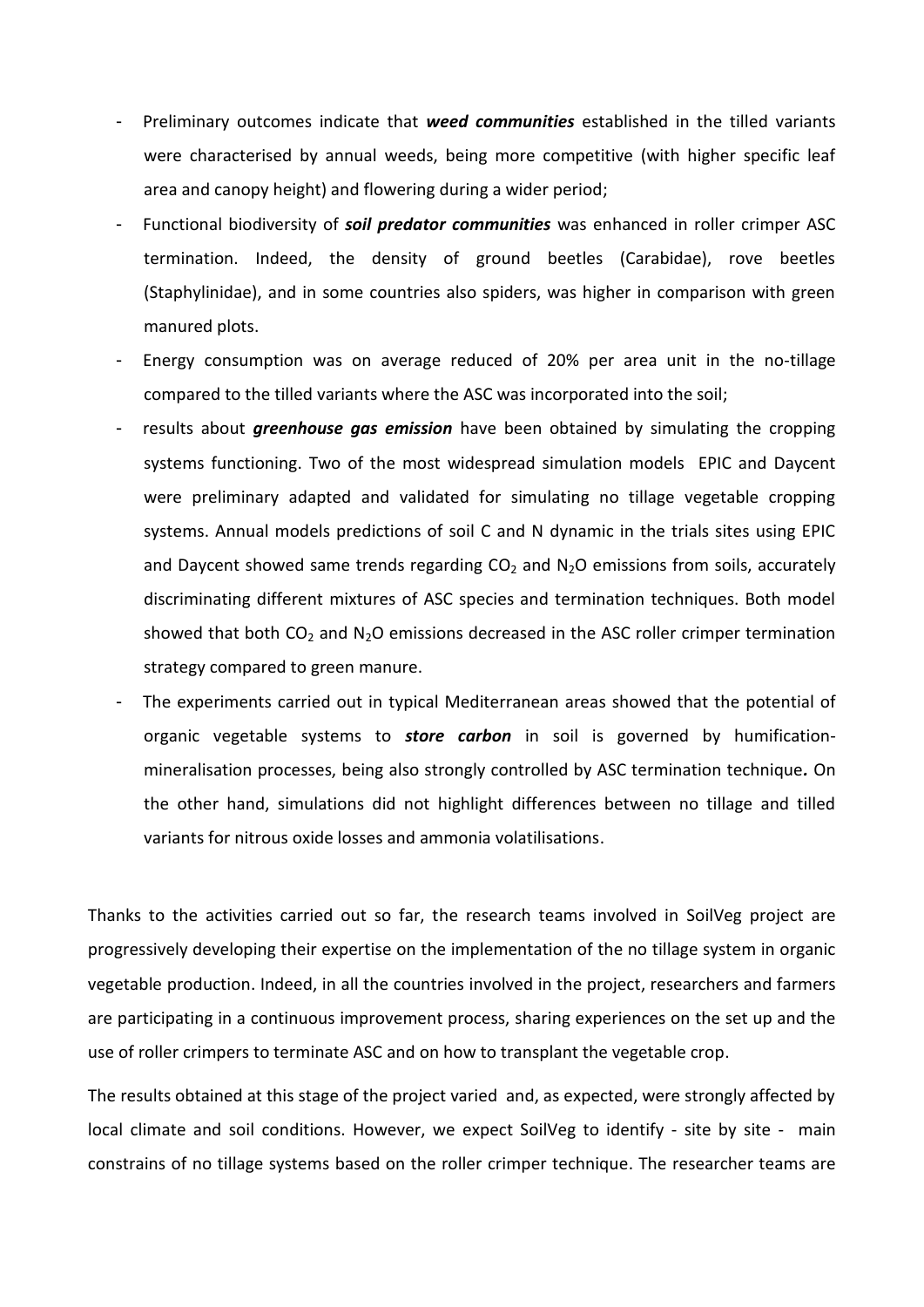- Preliminary outcomes indicate that ***weed communities*** established in the tilled variants were characterised by annual weeds, being more competitive (with higher specific leaf area and canopy height) and flowering during a wider period;
- Functional biodiversity of ***soil predator communities*** was enhanced in roller crimper ASC termination. Indeed, the density of ground beetles (Carabidae), rove beetles (Staphylinidae), and in some countries also spiders, was higher in comparison with green manured plots.
- Energy consumption was on average reduced of 20% per area unit in the no-tillage compared to the tilled variants where the ASC was incorporated into the soil;
- results about ***greenhouse gas emission*** have been obtained by simulating the cropping systems functioning. Two of the most widespread simulation models EPIC and Daycent were preliminary adapted and validated for simulating no tillage vegetable cropping systems. Annual models predictions of soil C and N dynamic in the trials sites using EPIC and Daycent showed same trends regarding $CO_2$ and $N_2O$ emissions from soils, accurately discriminating different mixtures of ASC species and termination techniques. Both model showed that both $CO_2$ and $N_2O$ emissions decreased in the ASC roller crimper termination strategy compared to green manure.
- The experiments carried out in typical Mediterranean areas showed that the potential of organic vegetable systems to ***store carbon*** in soil is governed by humification-mineralisation processes, being also strongly controlled by ASC termination technique**.** On the other hand, simulations did not highlight differences between no tillage and tilled variants for nitrous oxide losses and ammonia volatilisations.

Thanks to the activities carried out so far, the research teams involved in SoilVeg project are progressively developing their expertise on the implementation of the no tillage system in organic vegetable production. Indeed, in all the countries involved in the project, researchers and farmers are participating in a continuous improvement process, sharing experiences on the set up and the use of roller crimpers to terminate ASC and on how to transplant the vegetable crop.

The results obtained at this stage of the project varied and, as expected, were strongly affected by local climate and soil conditions. However, we expect SoilVeg to identify - site by site - main constrains of no tillage systems based on the roller crimper technique. The researcher teams are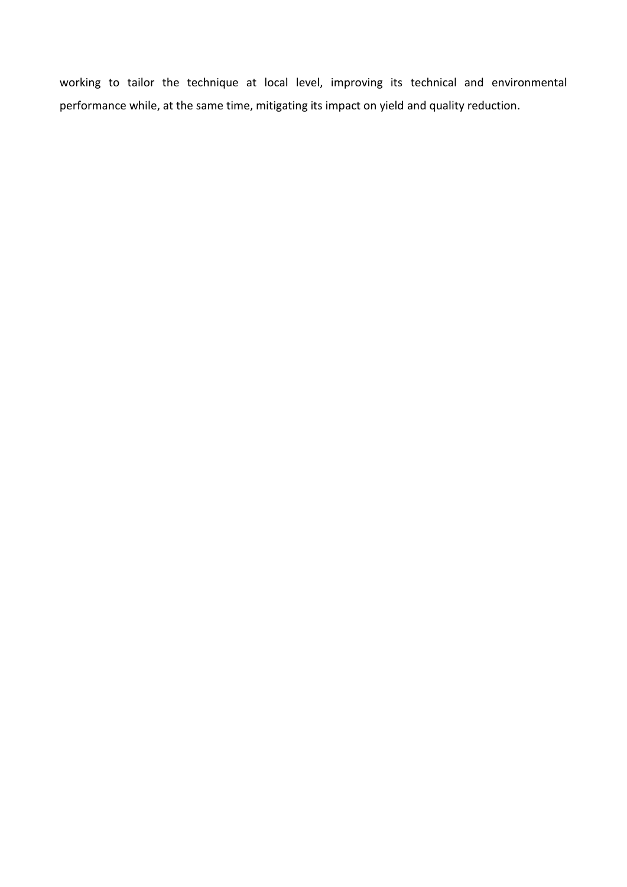working to tailor the technique at local level, improving its technical and environmental performance while, at the same time, mitigating its impact on yield and quality reduction.